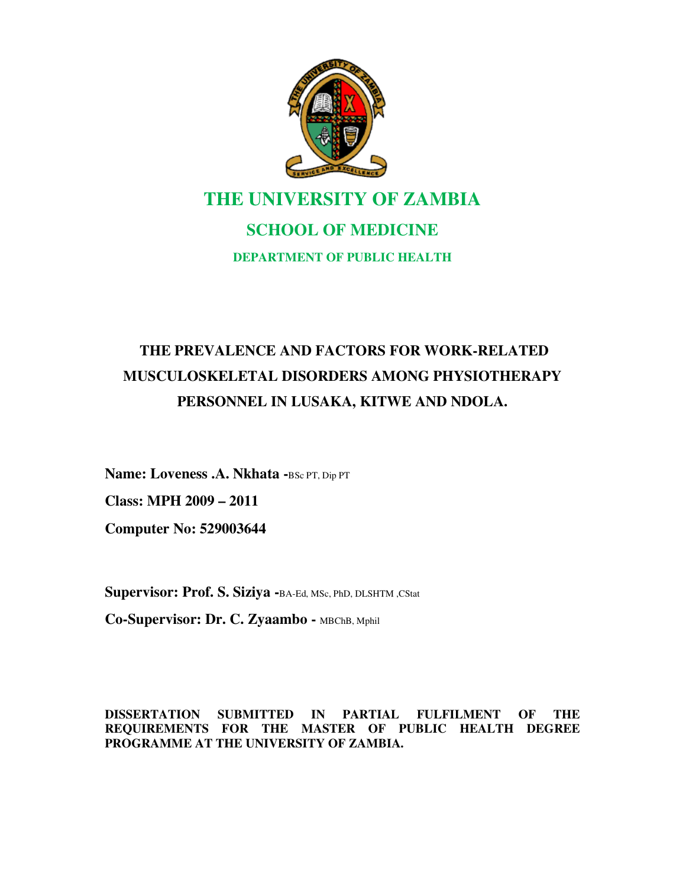# THE UNIVERSITY OF ZAMBIA

## SCHOOL OF MEDICINE

### DEPARTMENT OF PUBLIC HEALTH

## THE PREVALENCE AND FACTORS FOR WORK-RELATED MUSCULOSKELETAL DISORDERS AMONG PHYSIOTHERAPY PERSONNEL IN LUSAKA, KITWE AND NDOLA.

**Name: Loveness .A. Nkhata -**BSc PT, Dip PT

**Class: MPH 2009 – 2011**

**Computer No: 529003644**

**Supervisor: Prof. S. Siziya -**BA-Ed, MSc, PhD, DLSHTM ,CStat

**Co-Supervisor: Dr. C. Zyaambo -** MBChB, Mphil

**DISSERTATION SUBMITTED IN PARTIAL FULFILMENT OF THE REQUIREMENTS FOR THE MASTER OF PUBLIC HEALTH DEGREE PROGRAMME AT THE UNIVERSITY OF ZAMBIA.**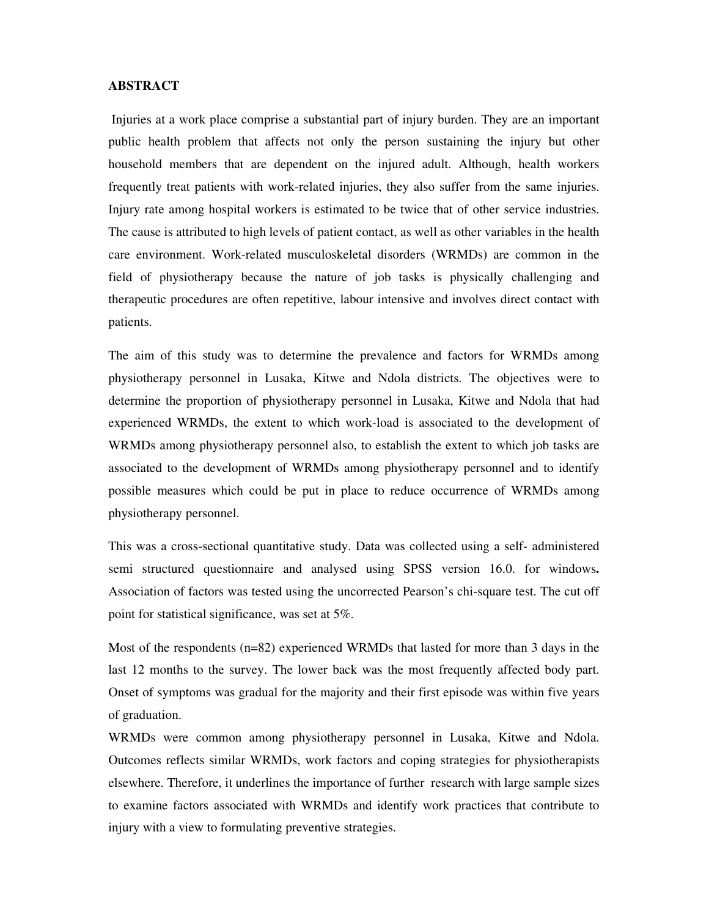## ABSTRACT

Injuries at a work place comprise a substantial part of injury burden. They are an important public health problem that affects not only the person sustaining the injury but other household members that are dependent on the injured adult. Although, health workers frequently treat patients with work-related injuries, they also suffer from the same injuries. Injury rate among hospital workers is estimated to be twice that of other service industries. The cause is attributed to high levels of patient contact, as well as other variables in the health care environment. Work-related musculoskeletal disorders (WRMDs) are common in the field of physiotherapy because the nature of job tasks is physically challenging and therapeutic procedures are often repetitive, labour intensive and involves direct contact with patients.

The aim of this study was to determine the prevalence and factors for WRMDs among physiotherapy personnel in Lusaka, Kitwe and Ndola districts. The objectives were to determine the proportion of physiotherapy personnel in Lusaka, Kitwe and Ndola that had experienced WRMDs, the extent to which work-load is associated to the development of WRMDs among physiotherapy personnel also, to establish the extent to which job tasks are associated to the development of WRMDs among physiotherapy personnel and to identify possible measures which could be put in place to reduce occurrence of WRMDs among physiotherapy personnel.

This was a cross-sectional quantitative study. Data was collected using a self- administered semi structured questionnaire and analysed using SPSS version 16.0. for windows**.** Association of factors was tested using the uncorrected Pearson's chi-square test. The cut off point for statistical significance, was set at 5%.

Most of the respondents (n=82) experienced WRMDs that lasted for more than 3 days in the last 12 months to the survey. The lower back was the most frequently affected body part. Onset of symptoms was gradual for the majority and their first episode was within five years of graduation.

WRMDs were common among physiotherapy personnel in Lusaka, Kitwe and Ndola. Outcomes reflects similar WRMDs, work factors and coping strategies for physiotherapists elsewhere. Therefore, it underlines the importance of further research with large sample sizes to examine factors associated with WRMDs and identify work practices that contribute to injury with a view to formulating preventive strategies.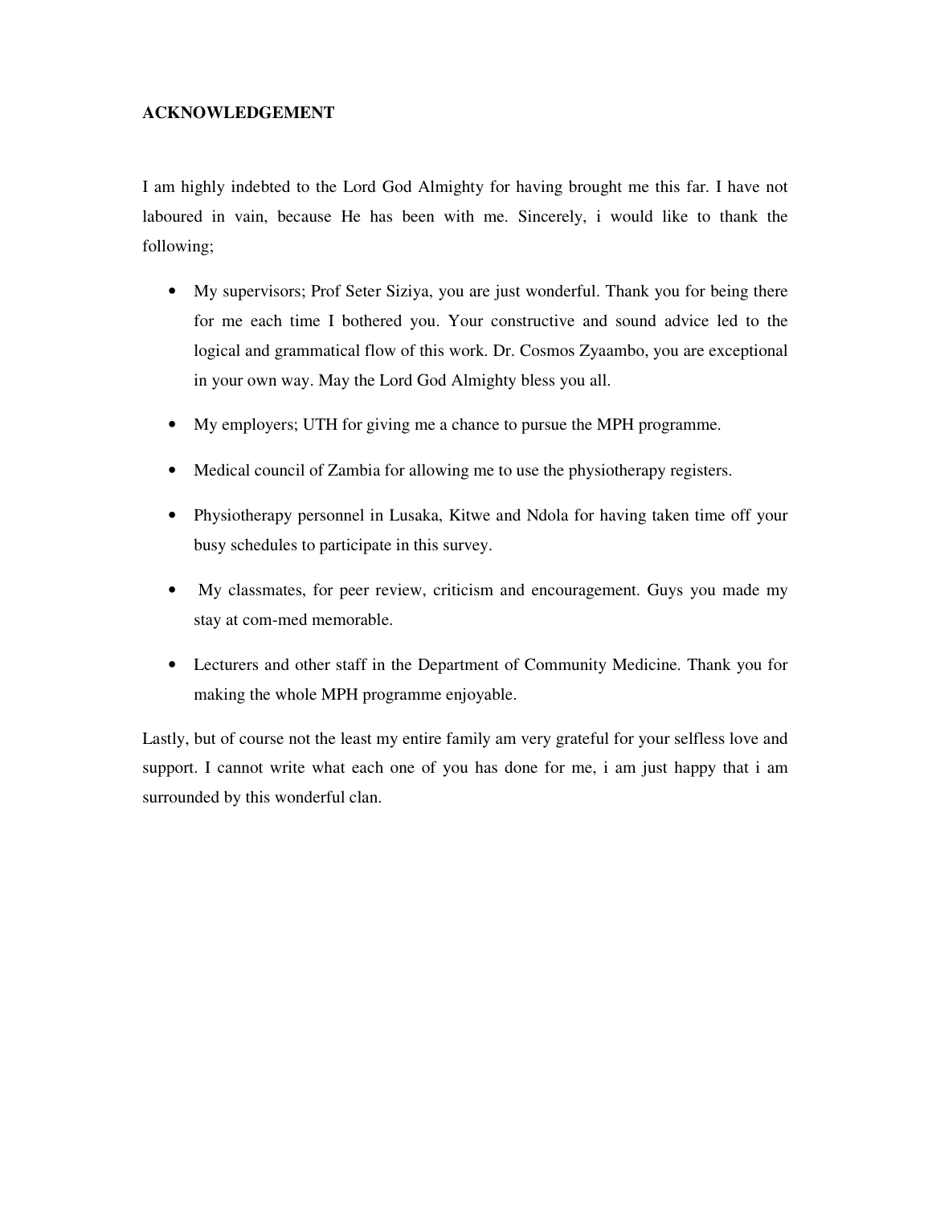## ACKNOWLEDGEMENT

I am highly indebted to the Lord God Almighty for having brought me this far. I have not laboured in vain, because He has been with me. Sincerely, i would like to thank the following;

- My supervisors; Prof Seter Siziya, you are just wonderful. Thank you for being there for me each time I bothered you. Your constructive and sound advice led to the logical and grammatical flow of this work. Dr. Cosmos Zyaambo, you are exceptional in your own way. May the Lord God Almighty bless you all.
- My employers; UTH for giving me a chance to pursue the MPH programme.
- Medical council of Zambia for allowing me to use the physiotherapy registers.
- Physiotherapy personnel in Lusaka, Kitwe and Ndola for having taken time off your busy schedules to participate in this survey.
- My classmates, for peer review, criticism and encouragement. Guys you made my stay at com-med memorable.
- Lecturers and other staff in the Department of Community Medicine. Thank you for making the whole MPH programme enjoyable.

Lastly, but of course not the least my entire family am very grateful for your selfless love and support. I cannot write what each one of you has done for me, i am just happy that i am surrounded by this wonderful clan.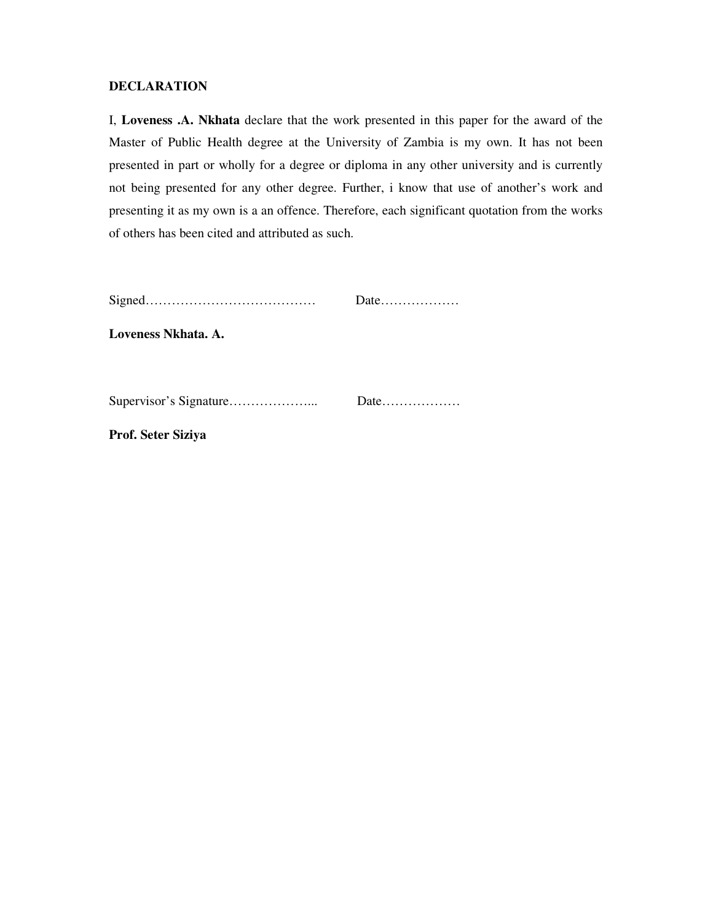## DECLARATION

I, **Loveness .A. Nkhata** declare that the work presented in this paper for the award of the Master of Public Health degree at the University of Zambia is my own. It has not been presented in part or wholly for a degree or diploma in any other university and is currently not being presented for any other degree. Further, i know that use of another's work and presenting it as my own is a an offence. Therefore, each significant quotation from the works of others has been cited and attributed as such.

Signed………………………………… Date………………

**Loveness Nkhata. A.**

Supervisor's Signature………………... Date………………

**Prof. Seter Siziya**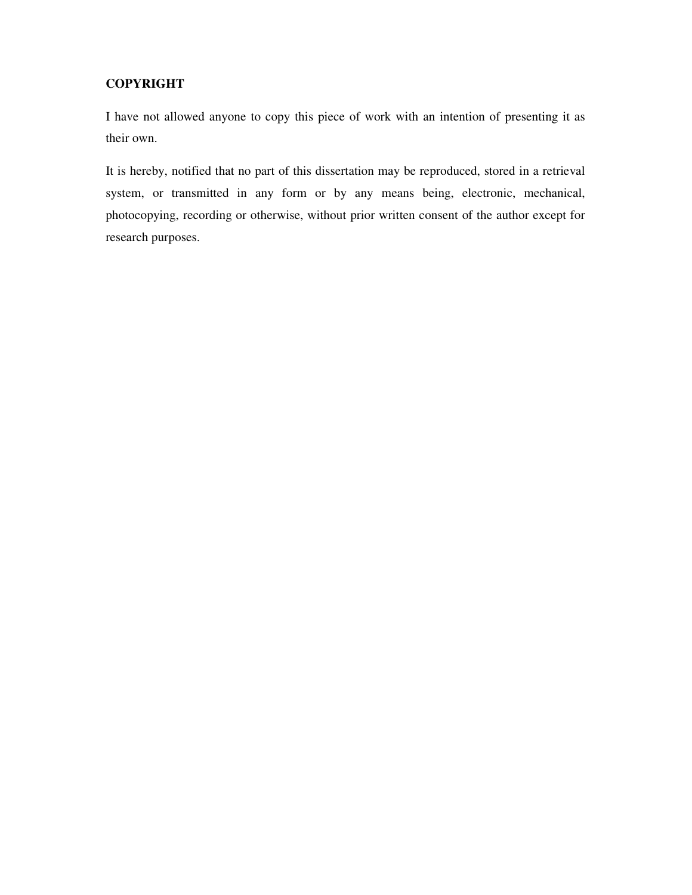# COPYRIGHT

I have not allowed anyone to copy this piece of work with an intention of presenting it as their own.

It is hereby, notified that no part of this dissertation may be reproduced, stored in a retrieval system, or transmitted in any form or by any means being, electronic, mechanical, photocopying, recording or otherwise, without prior written consent of the author except for research purposes.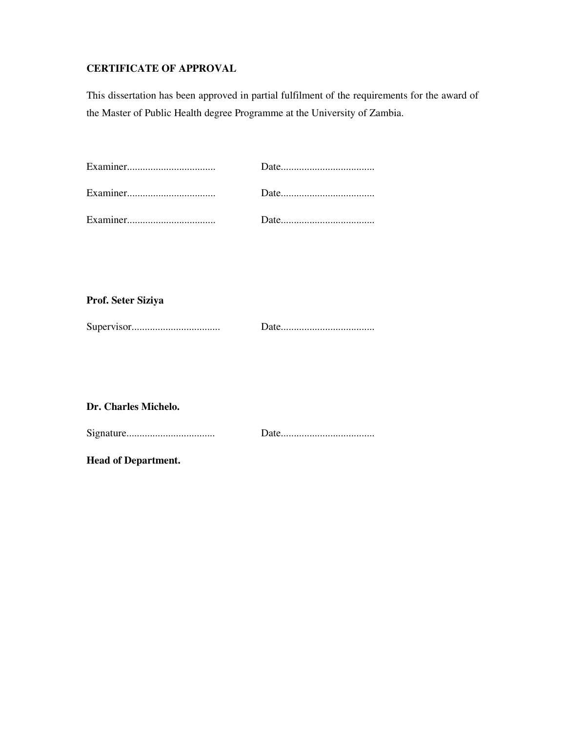**CERTIFICATE OF APPROVAL**

This dissertation has been approved in partial fulfilment of the requirements for the award of the Master of Public Health degree Programme at the University of Zambia.

Examiner.................................. Date....................................

Examiner.................................. Date....................................

Examiner.................................. Date....................................

**Prof. Seter Siziya**

Supervisor.................................. Date....................................

**Dr. Charles Michelo.**

Signature.................................. Date....................................

**Head of Department.**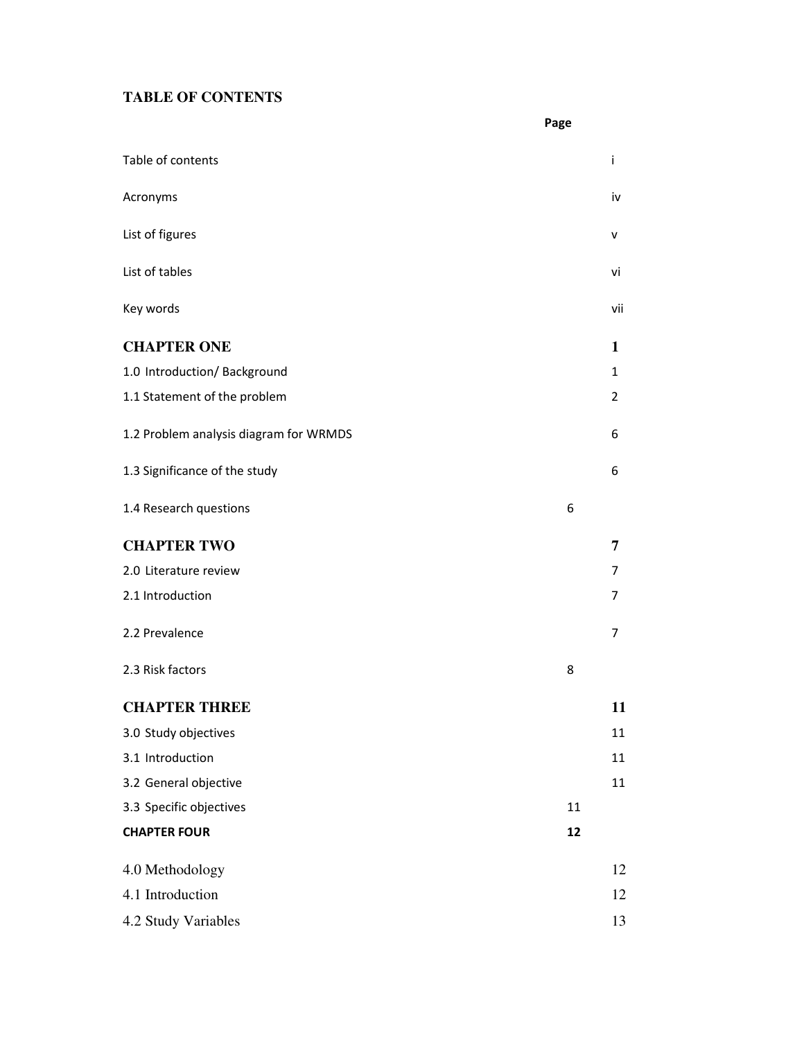## TABLE OF CONTENTS

| | Page |
|---|---|
| Table of contents | i |
| Acronyms | iv |
| List of figures | v |
| List of tables | vi |
| Key words | vii |
| **CHAPTER ONE** | **1** |
| 1.0 Introduction/ Background | 1 |
| 1.1 Statement of the problem | 2 |
| 1.2 Problem analysis diagram for WRMDS | 6 |
| 1.3 Significance of the study | 6 |
| 1.4 Research questions | 6 |
| **CHAPTER TWO** | **7** |
| 2.0 Literature review | 7 |
| 2.1 Introduction | 7 |
| 2.2 Prevalence | 7 |
| 2.3 Risk factors | 8 |
| **CHAPTER THREE** | **11** |
| 3.0 Study objectives | 11 |
| 3.1 Introduction | 11 |
| 3.2 General objective | 11 |
| 3.3 Specific objectives | 11 |
| **CHAPTER FOUR** | **12** |
| 4.0 Methodology | 12 |
| 4.1 Introduction | 12 |
| 4.2 Study Variables | 13 |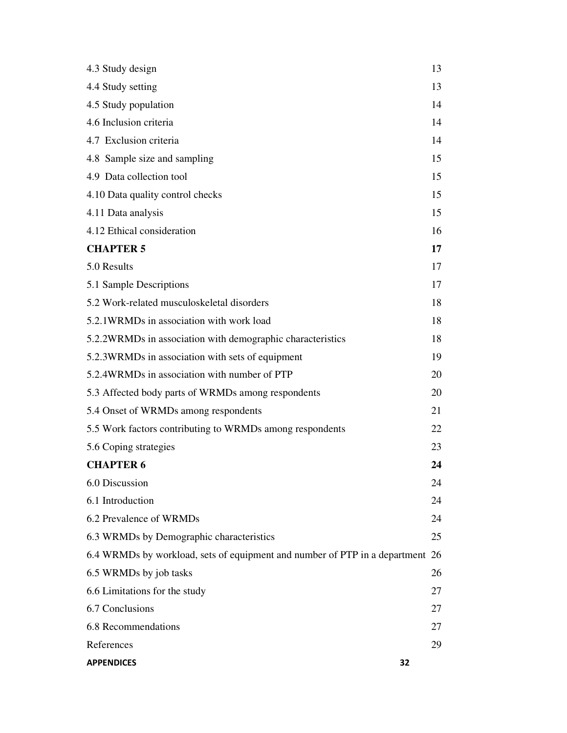| | |
|---|---|
| 4.3 Study design | 13 |
| 4.4 Study setting | 13 |
| 4.5 Study population | 14 |
| 4.6 Inclusion criteria | 14 |
| 4.7 Exclusion criteria | 14 |
| 4.8 Sample size and sampling | 15 |
| 4.9 Data collection tool | 15 |
| 4.10 Data quality control checks | 15 |
| 4.11 Data analysis | 15 |
| 4.12 Ethical consideration | 16 |
| **CHAPTER 5** | **17** |
| 5.0 Results | 17 |
| 5.1 Sample Descriptions | 17 |
| 5.2 Work-related musculoskeletal disorders | 18 |
| 5.2.1WRMDs in association with work load | 18 |
| 5.2.2WRMDs in association with demographic characteristics | 18 |
| 5.2.3WRMDs in association with sets of equipment | 19 |
| 5.2.4WRMDs in association with number of PTP | 20 |
| 5.3 Affected body parts of WRMDs among respondents | 20 |
| 5.4 Onset of WRMDs among respondents | 21 |
| 5.5 Work factors contributing to WRMDs among respondents | 22 |
| 5.6 Coping strategies | 23 |
| **CHAPTER 6** | **24** |
| 6.0 Discussion | 24 |
| 6.1 Introduction | 24 |
| 6.2 Prevalence of WRMDs | 24 |
| 6.3 WRMDs by Demographic characteristics | 25 |
| 6.4 WRMDs by workload, sets of equipment and number of PTP in a department | 26 |
| 6.5 WRMDs by job tasks | 26 |
| 6.6 Limitations for the study | 27 |
| 6.7 Conclusions | 27 |
| 6.8 Recommendations | 27 |
| References | 29 |
| **APPENDICES** | **32** |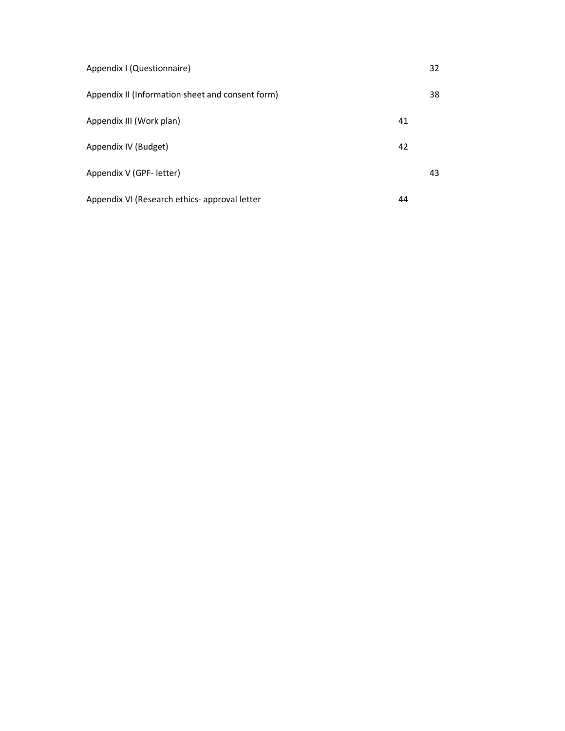Appendix I (Questionnaire) 32

Appendix II (Information sheet and consent form) 38

Appendix III (Work plan) 41

Appendix IV (Budget) 42

Appendix V (GPF- letter) 43

Appendix VI (Research ethics- approval letter 44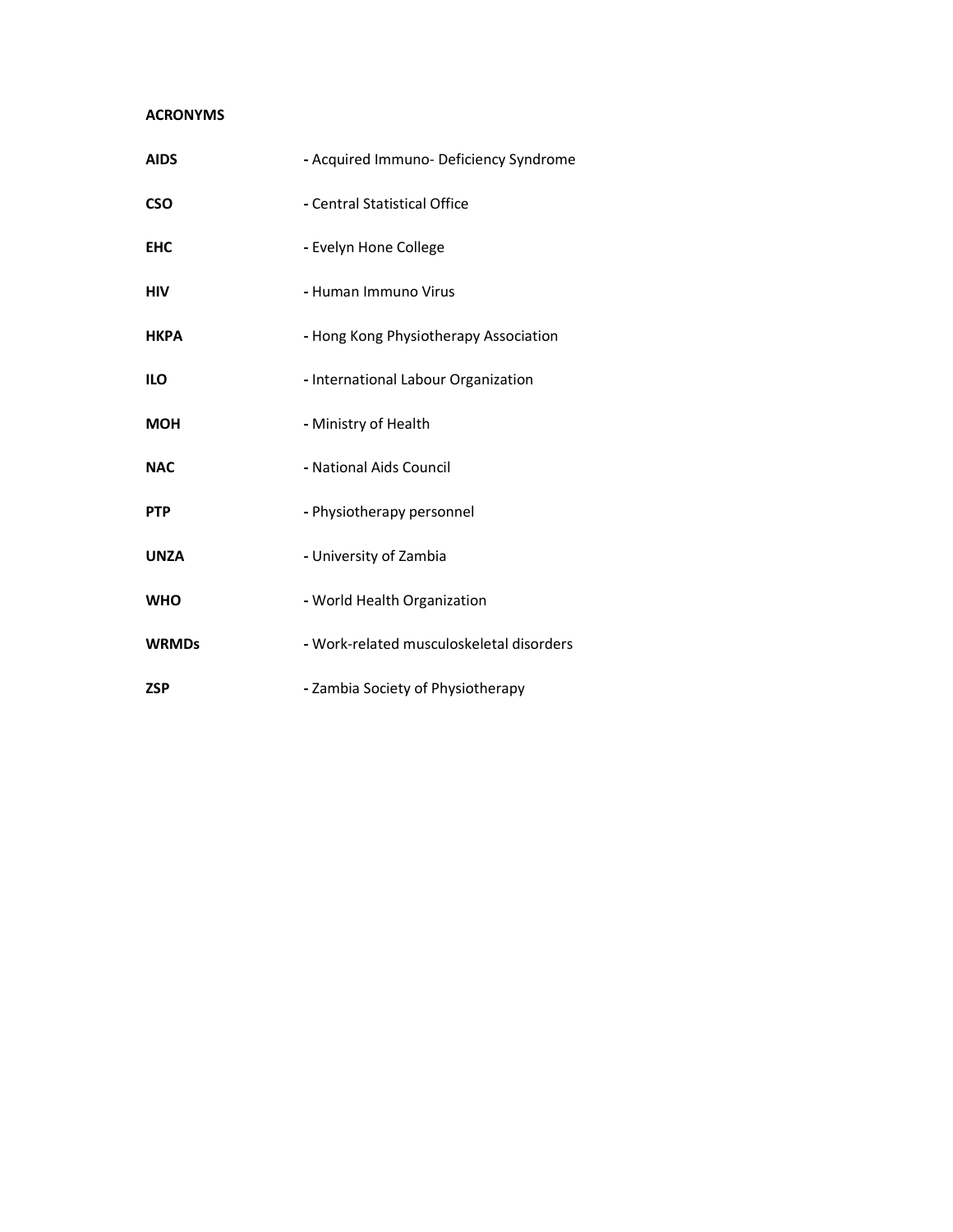**ACRONYMS**

| | |
|---|---|
| **AIDS** | - Acquired Immuno- Deficiency Syndrome |
| **CSO** | - Central Statistical Office |
| **EHC** | - Evelyn Hone College |
| **HIV** | - Human Immuno Virus |
| **HKPA** | - Hong Kong Physiotherapy Association |
| **ILO** | - International Labour Organization |
| **MOH** | - Ministry of Health |
| **NAC** | - National Aids Council |
| **PTP** | - Physiotherapy personnel |
| **UNZA** | - University of Zambia |
| **WHO** | - World Health Organization |
| **WRMDs** | - Work-related musculoskeletal disorders |
| **ZSP** | - Zambia Society of Physiotherapy |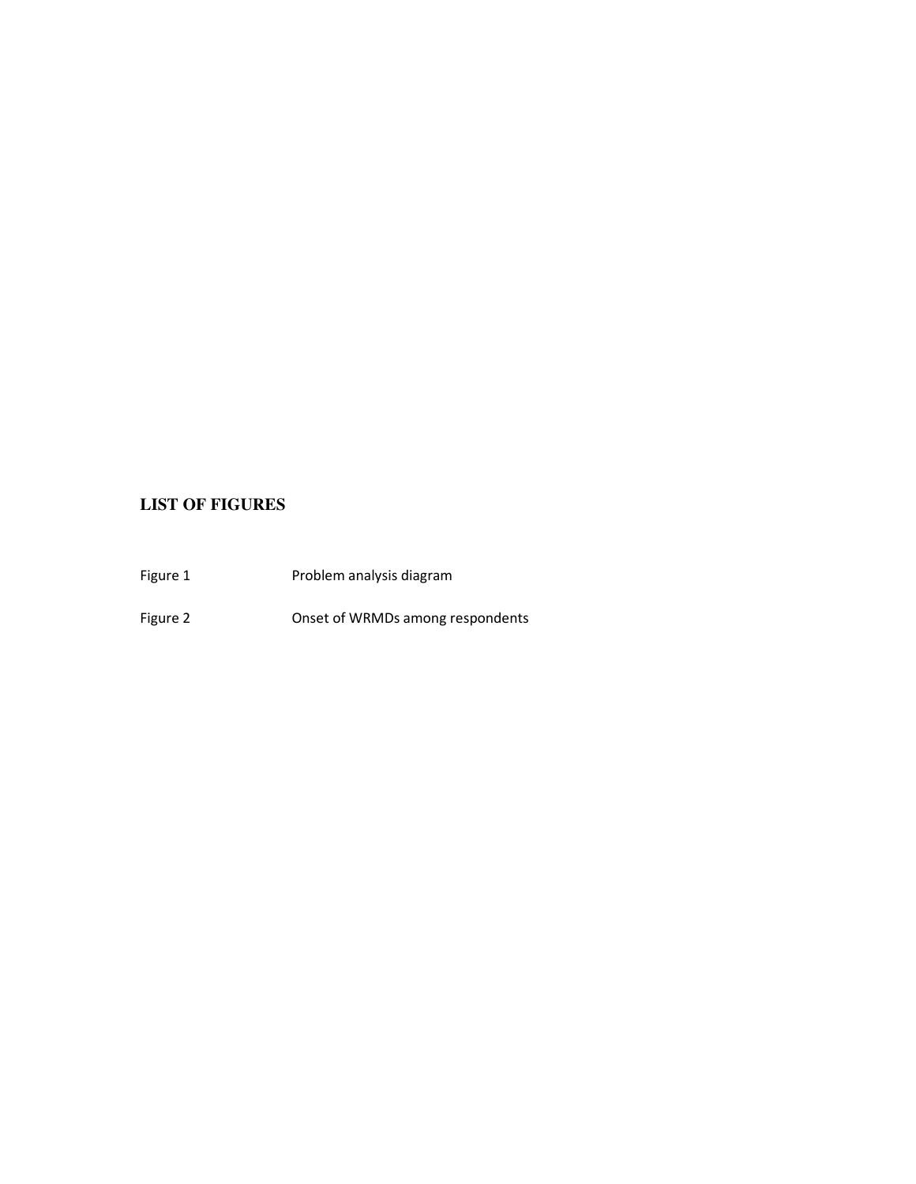## LIST OF FIGURES

| | |
|---|---|
| Figure 1 | Problem analysis diagram |
| Figure 2 | Onset of WRMDs among respondents |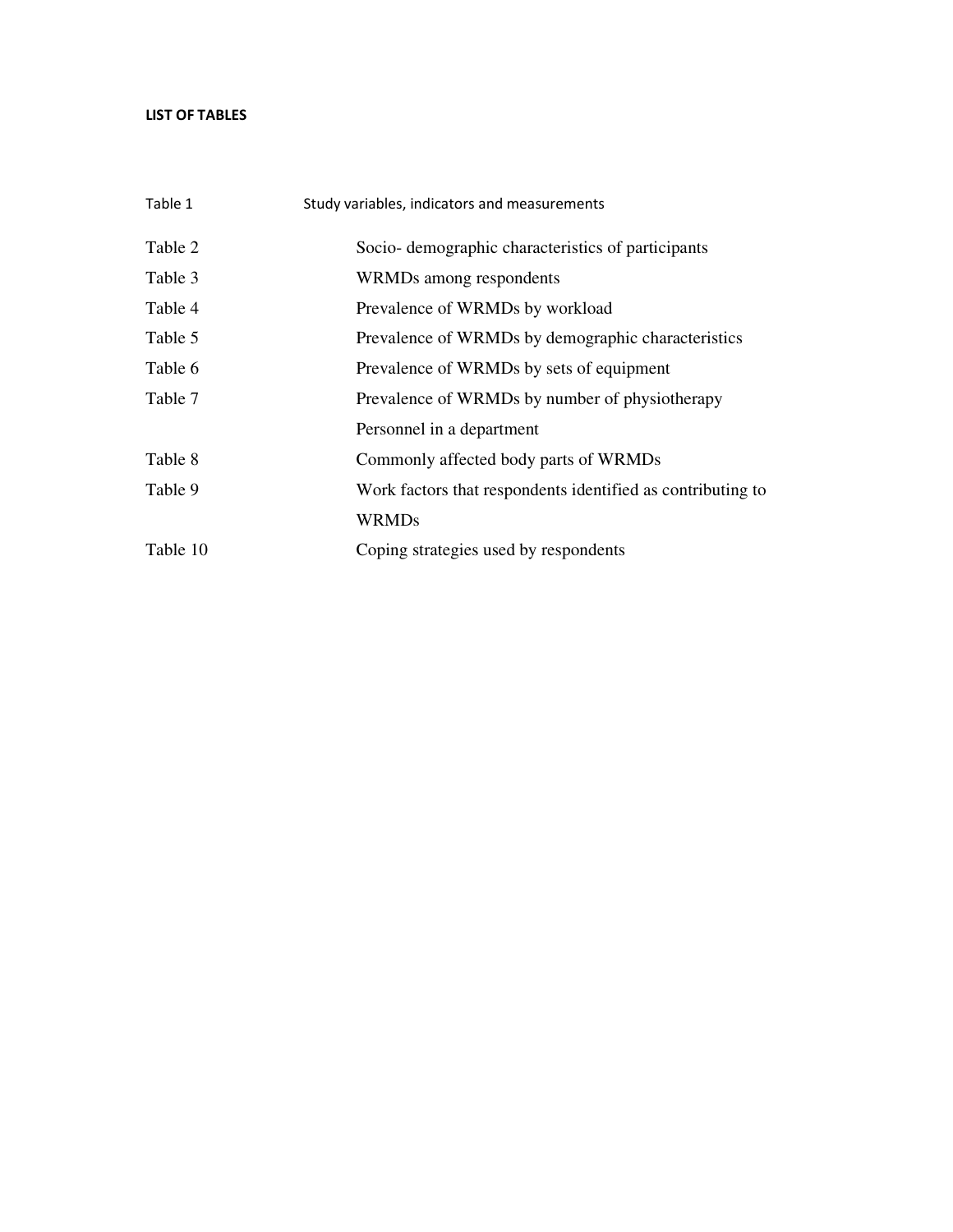**LIST OF TABLES**

| | |
|---|---|
| Table 1 | Study variables, indicators and measurements |
| Table 2 | Socio- demographic characteristics of participants |
| Table 3 | WRMDs among respondents |
| Table 4 | Prevalence of WRMDs by workload |
| Table 5 | Prevalence of WRMDs by demographic characteristics |
| Table 6 | Prevalence of WRMDs by sets of equipment |
| Table 7 | Prevalence of WRMDs by number of physiotherapy Personnel in a department |
| Table 8 | Commonly affected body parts of WRMDs |
| Table 9 | Work factors that respondents identified as contributing to WRMDs |
| Table 10 | Coping strategies used by respondents |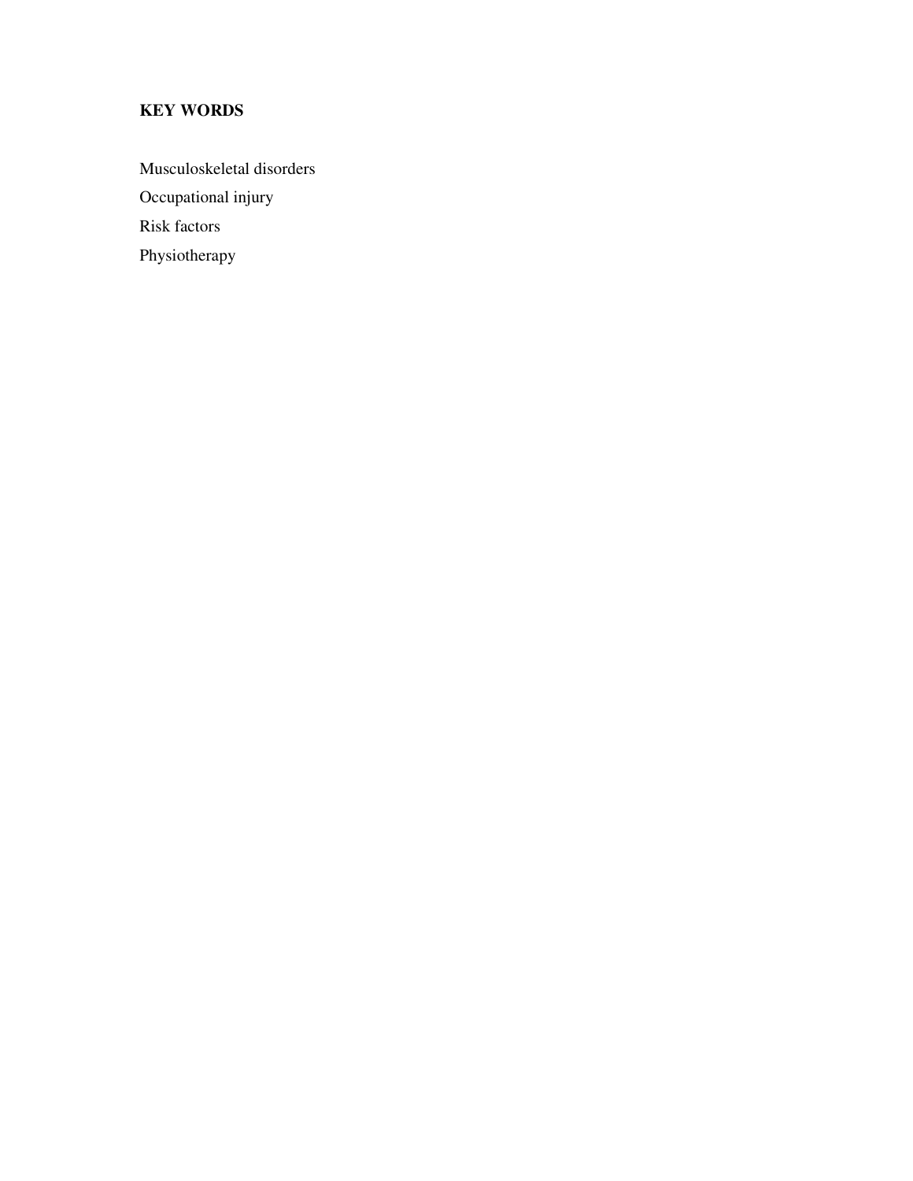**KEY WORDS**

Musculoskeletal disorders

Occupational injury

Risk factors

Physiotherapy